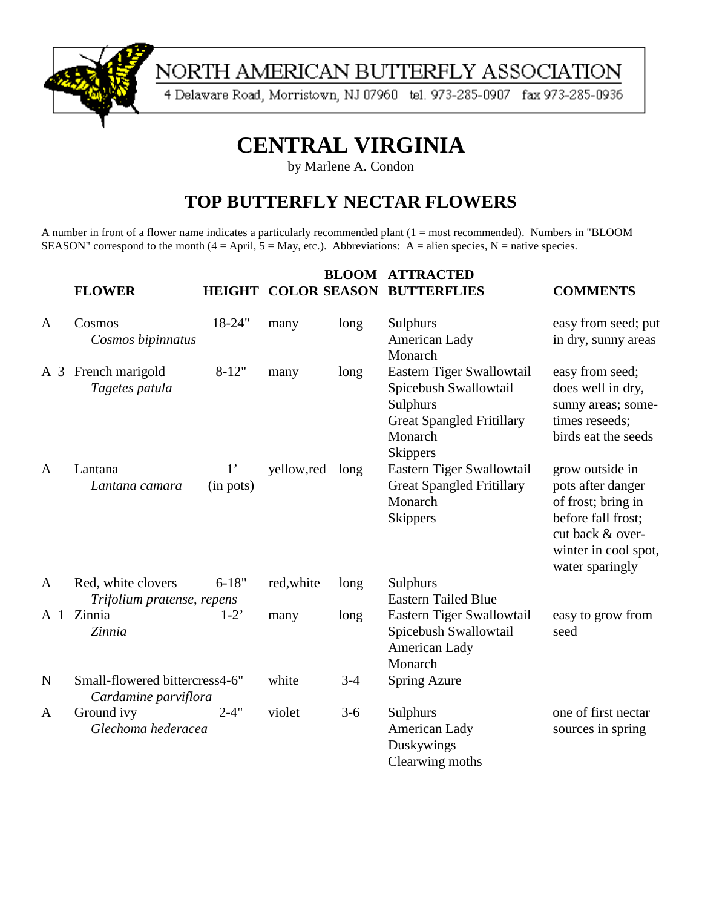NORTH AMERICAN BUTTERFLY ASSOCIATION

4 Delaware Road, Morristown, NJ 07960 tel. 973-285-0907 fax 973-285-0936

# CENTRAL VIRGINIA

by Marlene A. Condon

## TOP BUTTERFLY NECTAR FLOWERS

A number in front of a flower name indicates a particularly recommended plant (1 = most recommended). Numbers in "BLOOM SEASON" correspond to the month (4 = April, 5 = May, etc.). Abbreviations: A = alien species, N = native species.

| | | FLOWER | HEIGHT | COLOR | BLOOM SEASON | ATTRACTED BUTTERFLIES | COMMENTS |
|---|---|---|---|---|---|---|---|
| A | | Cosmos *Cosmos bipinnatus* | 18-24" | many | long | Sulphurs<br>American Lady<br>Monarch | easy from seed; put in dry, sunny areas |
| A | 3 | French marigold *Tagetes patula* | 8-12" | many | long | Eastern Tiger Swallowtail<br>Spicebush Swallowtail<br>Sulphurs<br>Great Spangled Fritillary<br>Monarch<br>Skippers | easy from seed; does well in dry, sunny areas; sometimes reseeds; birds eat the seeds |
| A | | Lantana *Lantana camara* | 1' (in pots) | yellow,red | long | Eastern Tiger Swallowtail<br>Great Spangled Fritillary<br>Monarch<br>Skippers | grow outside in pots after danger of frost; bring in before fall frost; cut back & overwinter in cool spot, water sparingly |
| A | | Red, white clovers *Trifolium pratense, repens* | 6-18" | red,white | long | Sulphurs<br>Eastern Tailed Blue | |
| A | 1 | Zinnia *Zinnia* | 1-2' | many | long | Eastern Tiger Swallowtail<br>Spicebush Swallowtail<br>American Lady<br>Monarch | easy to grow from seed |
| N | | Small-flowered bittercress *Cardamine parviflora* | 4-6" | white | 3-4 | Spring Azure | |
| A | | Ground ivy *Glechoma hederacea* | 2-4" | violet | 3-6 | Sulphurs<br>American Lady<br>Duskywings<br>Clearwing moths | one of first nectar sources in spring |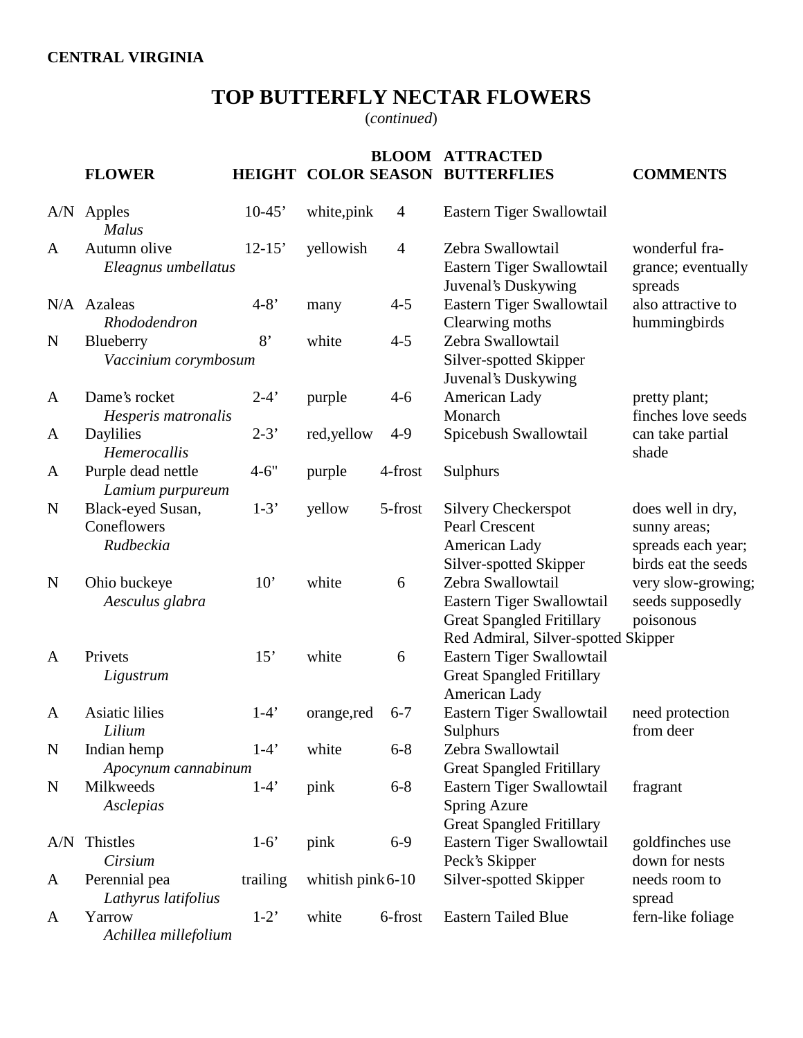**CENTRAL VIRGINIA**

# TOP BUTTERFLY NECTAR FLOWERS

(*continued*)

| | FLOWER | HEIGHT | COLOR | BLOOM SEASON | ATTRACTED BUTTERFLIES | COMMENTS |
|---|---|---|---|---|---|---|
| A/N | Apples *Malus* | 10-45’ | white,pink | 4 | Eastern Tiger Swallowtail | |
| A | Autumn olive *Eleagnus umbellatus* | 12-15’ | yellowish | 4 | Zebra Swallowtail, Eastern Tiger Swallowtail, Juvenal’s Duskywing | wonderful fragrance; eventually spreads |
| N/A | Azaleas *Rhododendron* | 4-8’ | many | 4-5 | Eastern Tiger Swallowtail, Clearwing moths | also attractive to hummingbirds |
| N | Blueberry *Vaccinium corymbosum* | 8’ | white | 4-5 | Zebra Swallowtail, Silver-spotted Skipper, Juvenal’s Duskywing | |
| A | Dame’s rocket *Hesperis matronalis* | 2-4’ | purple | 4-6 | American Lady, Monarch | pretty plant; finches love seeds |
| A | Daylilies *Hemerocallis* | 2-3’ | red,yellow | 4-9 | Spicebush Swallowtail | can take partial shade |
| A | Purple dead nettle *Lamium purpureum* | 4-6" | purple | 4-frost | Sulphurs | |
| N | Black-eyed Susan, Coneflowers *Rudbeckia* | 1-3’ | yellow | 5-frost | Silvery Checkerspot, Pearl Crescent, American Lady, Silver-spotted Skipper | does well in dry, sunny areas; spreads each year; birds eat the seeds |
| N | Ohio buckeye *Aesculus glabra* | 10’ | white | 6 | Zebra Swallowtail, Eastern Tiger Swallowtail, Great Spangled Fritillary, Red Admiral, Silver-spotted Skipper | very slow-growing; seeds supposedly poisonous |
| A | Privets *Ligustrum* | 15’ | white | 6 | Eastern Tiger Swallowtail, Great Spangled Fritillary, American Lady | |
| A | Asiatic lilies *Lilium* | 1-4’ | orange,red | 6-7 | Eastern Tiger Swallowtail, Sulphurs | need protection from deer |
| N | Indian hemp *Apocynum cannabinum* | 1-4’ | white | 6-8 | Zebra Swallowtail, Great Spangled Fritillary | |
| N | Milkweeds *Asclepias* | 1-4’ | pink | 6-8 | Eastern Tiger Swallowtail, Spring Azure, Great Spangled Fritillary | fragrant |
| A/N | Thistles *Cirsium* | 1-6’ | pink | 6-9 | Eastern Tiger Swallowtail, Peck’s Skipper | goldfinches use down for nests |
| A | Perennial pea *Lathyrus latifolius* | trailing | whitish pink | 6-10 | Silver-spotted Skipper | needs room to spread |
| A | Yarrow *Achillea millefolium* | 1-2’ | white | 6-frost | Eastern Tailed Blue | fern-like foliage |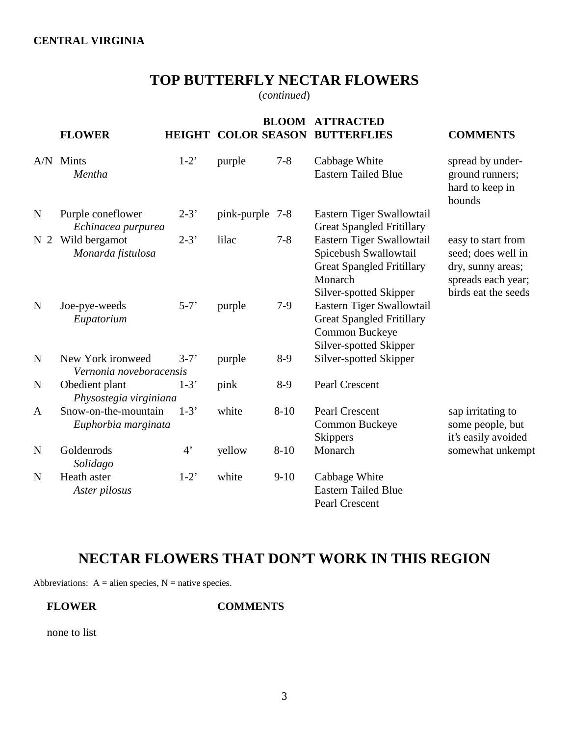**CENTRAL VIRGINIA**

# TOP BUTTERFLY NECTAR FLOWERS

(*continued*)

| | FLOWER | HEIGHT | COLOR | BLOOM SEASON | ATTRACTED BUTTERFLIES | COMMENTS |
|---|---|---|---|---|---|---|
| A/N | Mints *Mentha* | 1-2’ | purple | 7-8 | Cabbage White<br>Eastern Tailed Blue | spread by under-ground runners; hard to keep in bounds |
| N | Purple coneflower *Echinacea purpurea* | 2-3’ | pink-purple | 7-8 | Eastern Tiger Swallowtail<br>Great Spangled Fritillary | |
| N 2 | Wild bergamot *Monarda fistulosa* | 2-3’ | lilac | 7-8 | Eastern Tiger Swallowtail<br>Spicebush Swallowtail<br>Great Spangled Fritillary<br>Monarch<br>Silver-spotted Skipper | easy to start from seed; does well in dry, sunny areas; spreads each year; birds eat the seeds |
| N | Joe-pye-weeds *Eupatorium* | 5-7’ | purple | 7-9 | Eastern Tiger Swallowtail<br>Great Spangled Fritillary<br>Common Buckeye<br>Silver-spotted Skipper | |
| N | New York ironweed *Vernonia noveboracensis* | 3-7’ | purple | 8-9 | Silver-spotted Skipper | |
| N | Obedient plant *Physostegia virginiana* | 1-3’ | pink | 8-9 | Pearl Crescent | |
| A | Snow-on-the-mountain *Euphorbia marginata* | 1-3’ | white | 8-10 | Pearl Crescent<br>Common Buckeye<br>Skippers | sap irritating to some people, but it’s easily avoided |
| N | Goldenrods *Solidago* | 4’ | yellow | 8-10 | Monarch | somewhat unkempt |
| N | Heath aster *Aster pilosus* | 1-2’ | white | 9-10 | Cabbage White<br>Eastern Tailed Blue<br>Pearl Crescent | |

# NECTAR FLOWERS THAT DON’T WORK IN THIS REGION

Abbreviations: A = alien species, N = native species.

| FLOWER | COMMENTS |
|---|---|
| none to list | |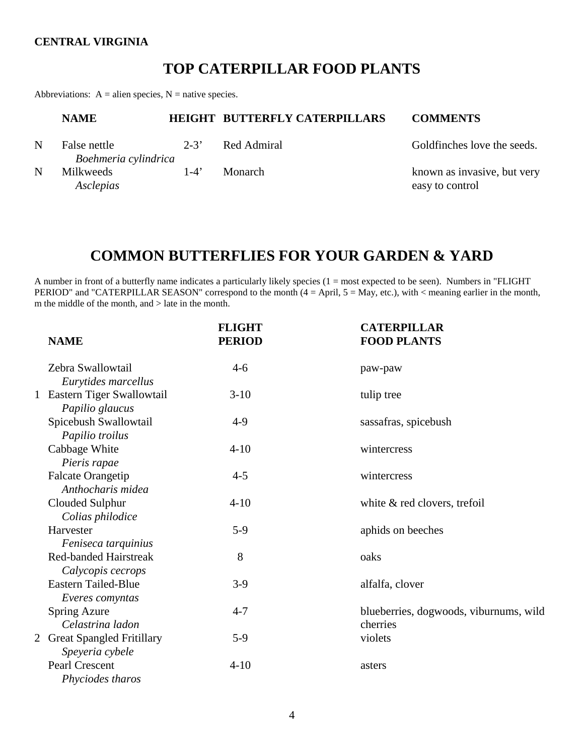**CENTRAL VIRGINIA**

# TOP CATERPILLAR FOOD PLANTS

Abbreviations: A = alien species, N = native species.

| | NAME | HEIGHT | BUTTERFLY CATERPILLARS | COMMENTS |
|---|---|---|---|---|
| N | False nettle *Boehmeria cylindrica* | 2-3’ | Red Admiral | Goldfinches love the seeds. |
| N | Milkweeds *Asclepias* | 1-4’ | Monarch | known as invasive, but very easy to control |

# COMMON BUTTERFLIES FOR YOUR GARDEN & YARD

A number in front of a butterfly name indicates a particularly likely species (1 = most expected to be seen). Numbers in "FLIGHT PERIOD" and "CATERPILLAR SEASON" correspond to the month (4 = April, 5 = May, etc.), with < meaning earlier in the month, m the middle of the month, and > late in the month.

| | NAME | FLIGHT PERIOD | CATERPILLAR FOOD PLANTS |
|---|---|---|---|
| | Zebra Swallowtail *Eurytides marcellus* | 4-6 | paw-paw |
| 1 | Eastern Tiger Swallowtail *Papilio glaucus* | 3-10 | tulip tree |
| | Spicebush Swallowtail *Papilio troilus* | 4-9 | sassafras, spicebush |
| | Cabbage White *Pieris rapae* | 4-10 | wintercress |
| | Falcate Orangetip *Anthocharis midea* | 4-5 | wintercress |
| | Clouded Sulphur *Colias philodice* | 4-10 | white & red clovers, trefoil |
| | Harvester *Feniseca tarquinius* | 5-9 | aphids on beeches |
| | Red-banded Hairstreak *Calycopis cecrops* | 8 | oaks |
| | Eastern Tailed-Blue *Everes comyntas* | 3-9 | alfalfa, clover |
| | Spring Azure *Celastrina ladon* | 4-7 | blueberries, dogwoods, viburnums, wild cherries |
| 2 | Great Spangled Fritillary *Speyeria cybele* | 5-9 | violets |
| | Pearl Crescent *Phyciodes tharos* | 4-10 | asters |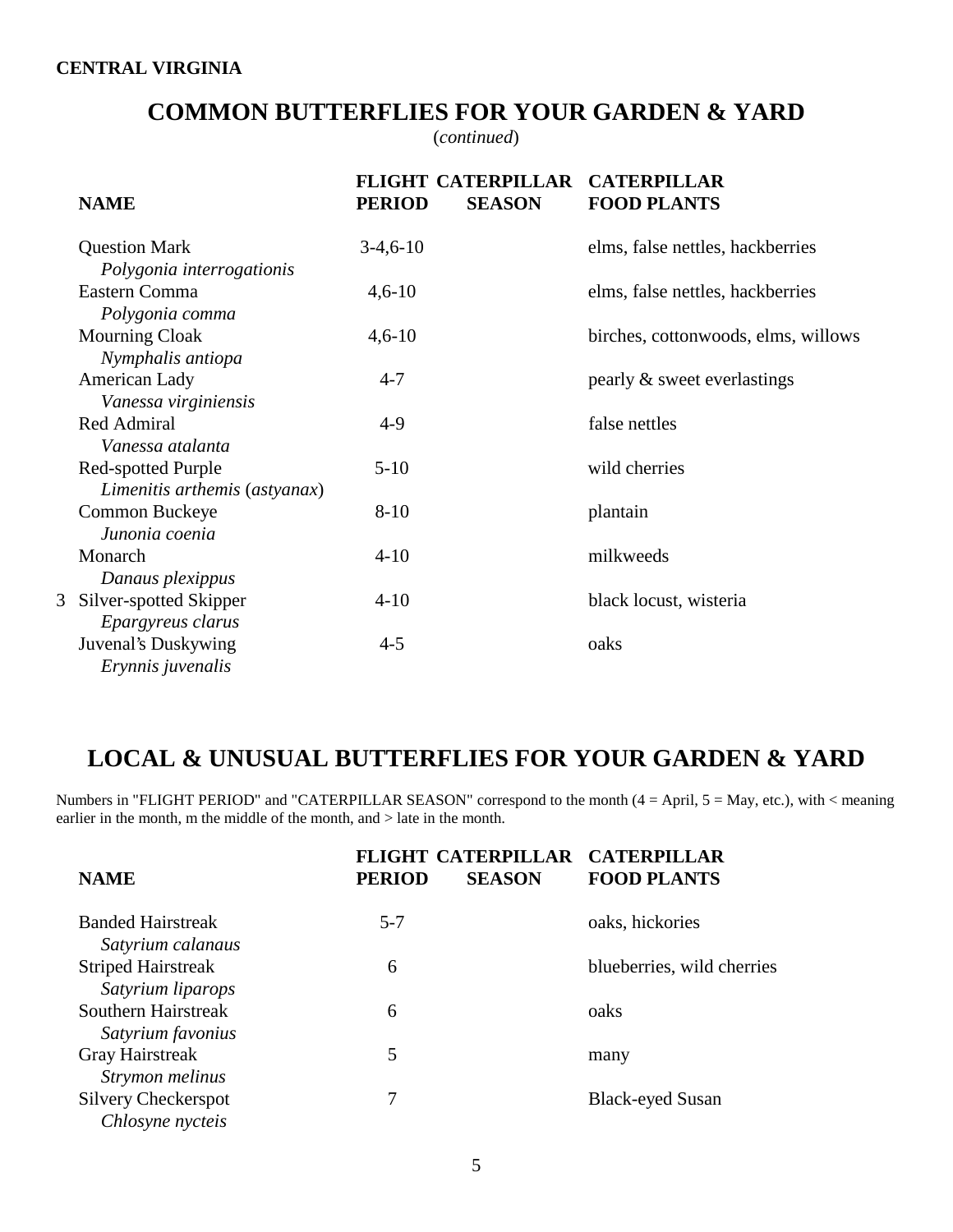**CENTRAL VIRGINIA**

# COMMON BUTTERFLIES FOR YOUR GARDEN & YARD

(*continued*)

| | NAME | FLIGHT PERIOD | CATERPILLAR SEASON | CATERPILLAR FOOD PLANTS |
|---|---|---|---|---|
| | Question Mark *Polygonia interrogationis* | 3-4,6-10 | | elms, false nettles, hackberries |
| | Eastern Comma *Polygonia comma* | 4,6-10 | | elms, false nettles, hackberries |
| | Mourning Cloak *Nymphalis antiopa* | 4,6-10 | | birches, cottonwoods, elms, willows |
| | American Lady *Vanessa virginiensis* | 4-7 | | pearly & sweet everlastings |
| | Red Admiral *Vanessa atalanta* | 4-9 | | false nettles |
| | Red-spotted Purple *Limenitis arthemis* (*astyanax*) | 5-10 | | wild cherries |
| | Common Buckeye *Junonia coenia* | 8-10 | | plantain |
| | Monarch *Danaus plexippus* | 4-10 | | milkweeds |
| 3 | Silver-spotted Skipper *Epargyreus clarus* | 4-10 | | black locust, wisteria |
| | Juvenal's Duskywing *Erynnis juvenalis* | 4-5 | | oaks |

# LOCAL & UNUSUAL BUTTERFLIES FOR YOUR GARDEN & YARD

Numbers in "FLIGHT PERIOD" and "CATERPILLAR SEASON" correspond to the month (4 = April, 5 = May, etc.), with < meaning earlier in the month, m the middle of the month, and > late in the month.

| NAME | FLIGHT PERIOD | CATERPILLAR SEASON | CATERPILLAR FOOD PLANTS |
|---|---|---|---|
| Banded Hairstreak *Satyrium calanaus* | 5-7 | | oaks, hickories |
| Striped Hairstreak *Satyrium liparops* | 6 | | blueberries, wild cherries |
| Southern Hairstreak *Satyrium favonius* | 6 | | oaks |
| Gray Hairstreak *Strymon melinus* | 5 | | many |
| Silvery Checkerspot *Chlosyne nycteis* | 7 | | Black-eyed Susan |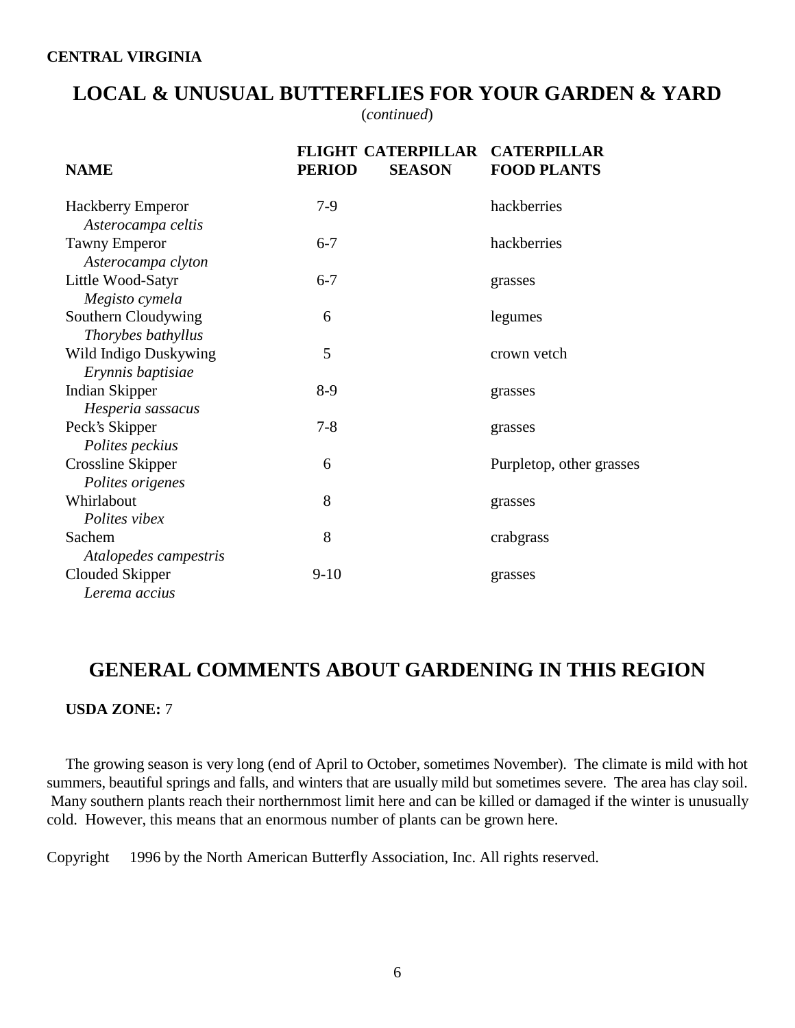**CENTRAL VIRGINIA**

## LOCAL & UNUSUAL BUTTERFLIES FOR YOUR GARDEN & YARD

(*continued*)

| NAME | FLIGHT PERIOD | CATERPILLAR SEASON | CATERPILLAR FOOD PLANTS |
|---|---|---|---|
| Hackberry Emperor *Asterocampa celtis* | 7-9 | | hackberries |
| Tawny Emperor *Asterocampa clyton* | 6-7 | | hackberries |
| Little Wood-Satyr *Megisto cymela* | 6-7 | | grasses |
| Southern Cloudywing *Thorybes bathyllus* | 6 | | legumes |
| Wild Indigo Duskywing *Erynnis baptisiae* | 5 | | crown vetch |
| Indian Skipper *Hesperia sassacus* | 8-9 | | grasses |
| Peck's Skipper *Polites peckius* | 7-8 | | grasses |
| Crossline Skipper *Polites origenes* | 6 | | Purpletop, other grasses |
| Whirlabout *Polites vibex* | 8 | | grasses |
| Sachem *Atalopedes campestris* | 8 | | crabgrass |
| Clouded Skipper *Lerema accius* | 9-10 | | grasses |

## GENERAL COMMENTS ABOUT GARDENING IN THIS REGION

**USDA ZONE:** 7

The growing season is very long (end of April to October, sometimes November). The climate is mild with hot summers, beautiful springs and falls, and winters that are usually mild but sometimes severe. The area has clay soil. Many southern plants reach their northernmost limit here and can be killed or damaged if the winter is unusually cold. However, this means that an enormous number of plants can be grown here.

Copyright 1996 by the North American Butterfly Association, Inc. All rights reserved.